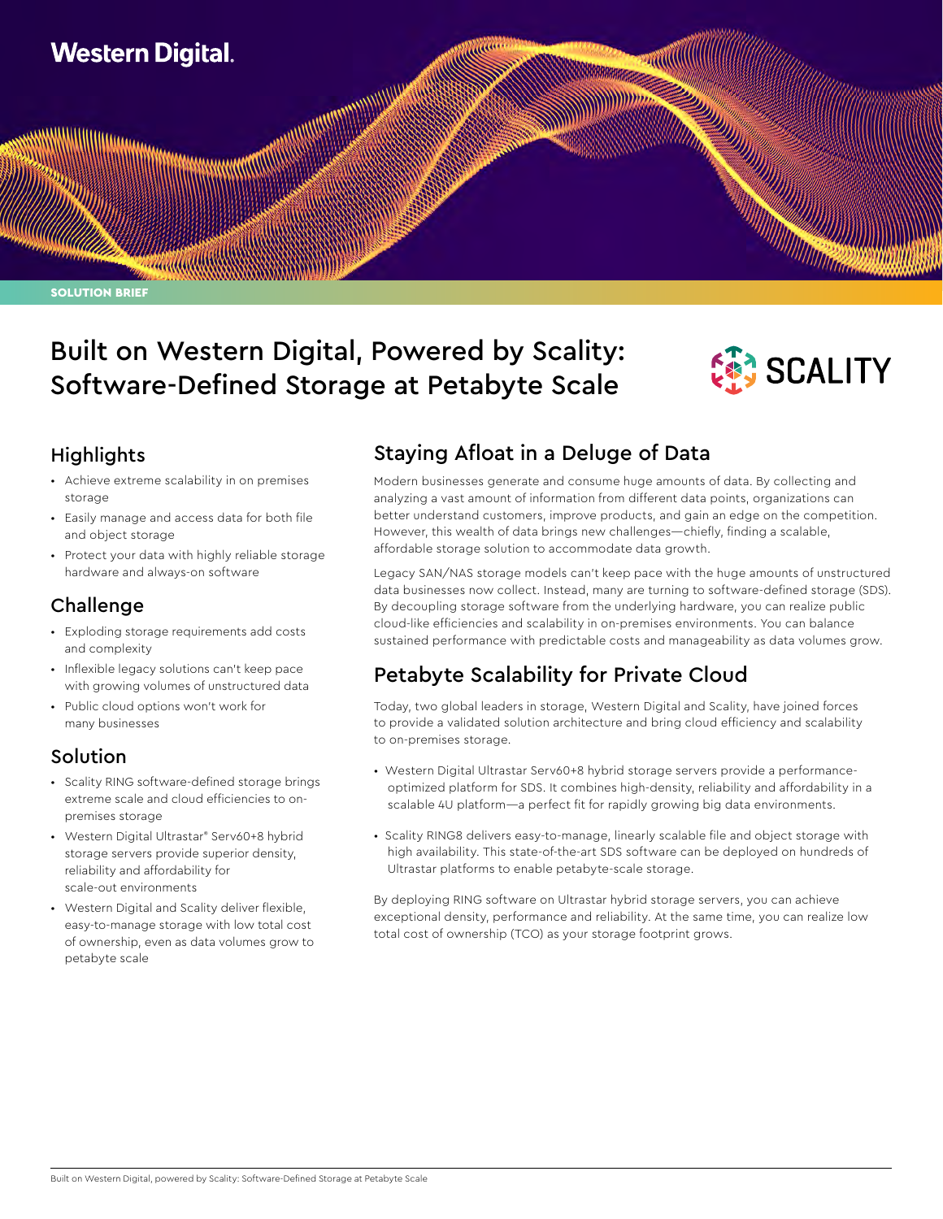Western Digital.

SOLUTION BRIEF

# Built on Western Digital, Powered by Scality: Software-Defined Storage at Petabyte Scale

SCALITY

## Highlights

- Achieve extreme scalability in on premises storage
- Easily manage and access data for both file and object storage
- Protect your data with highly reliable storage hardware and always-on software

## Challenge

- Exploding storage requirements add costs and complexity
- Inflexible legacy solutions can't keep pace with growing volumes of unstructured data
- Public cloud options won't work for many businesses

## Solution

- Scality RING software-defined storage brings extreme scale and cloud efficiencies to on-premises storage
- Western Digital Ultrastar® Serv60+8 hybrid storage servers provide superior density, reliability and affordability for scale-out environments
- Western Digital and Scality deliver flexible, easy-to-manage storage with low total cost of ownership, even as data volumes grow to petabyte scale

## Staying Afloat in a Deluge of Data

Modern businesses generate and consume huge amounts of data. By collecting and analyzing a vast amount of information from different data points, organizations can better understand customers, improve products, and gain an edge on the competition. However, this wealth of data brings new challenges—chiefly, finding a scalable, affordable storage solution to accommodate data growth.

Legacy SAN/NAS storage models can't keep pace with the huge amounts of unstructured data businesses now collect. Instead, many are turning to software-defined storage (SDS). By decoupling storage software from the underlying hardware, you can realize public cloud-like efficiencies and scalability in on-premises environments. You can balance sustained performance with predictable costs and manageability as data volumes grow.

## Petabyte Scalability for Private Cloud

Today, two global leaders in storage, Western Digital and Scality, have joined forces to provide a validated solution architecture and bring cloud efficiency and scalability to on-premises storage.

- Western Digital Ultrastar Serv60+8 hybrid storage servers provide a performance-optimized platform for SDS. It combines high-density, reliability and affordability in a scalable 4U platform—a perfect fit for rapidly growing big data environments.
- Scality RING8 delivers easy-to-manage, linearly scalable file and object storage with high availability. This state-of-the-art SDS software can be deployed on hundreds of Ultrastar platforms to enable petabyte-scale storage.

By deploying RING software on Ultrastar hybrid storage servers, you can achieve exceptional density, performance and reliability. At the same time, you can realize low total cost of ownership (TCO) as your storage footprint grows.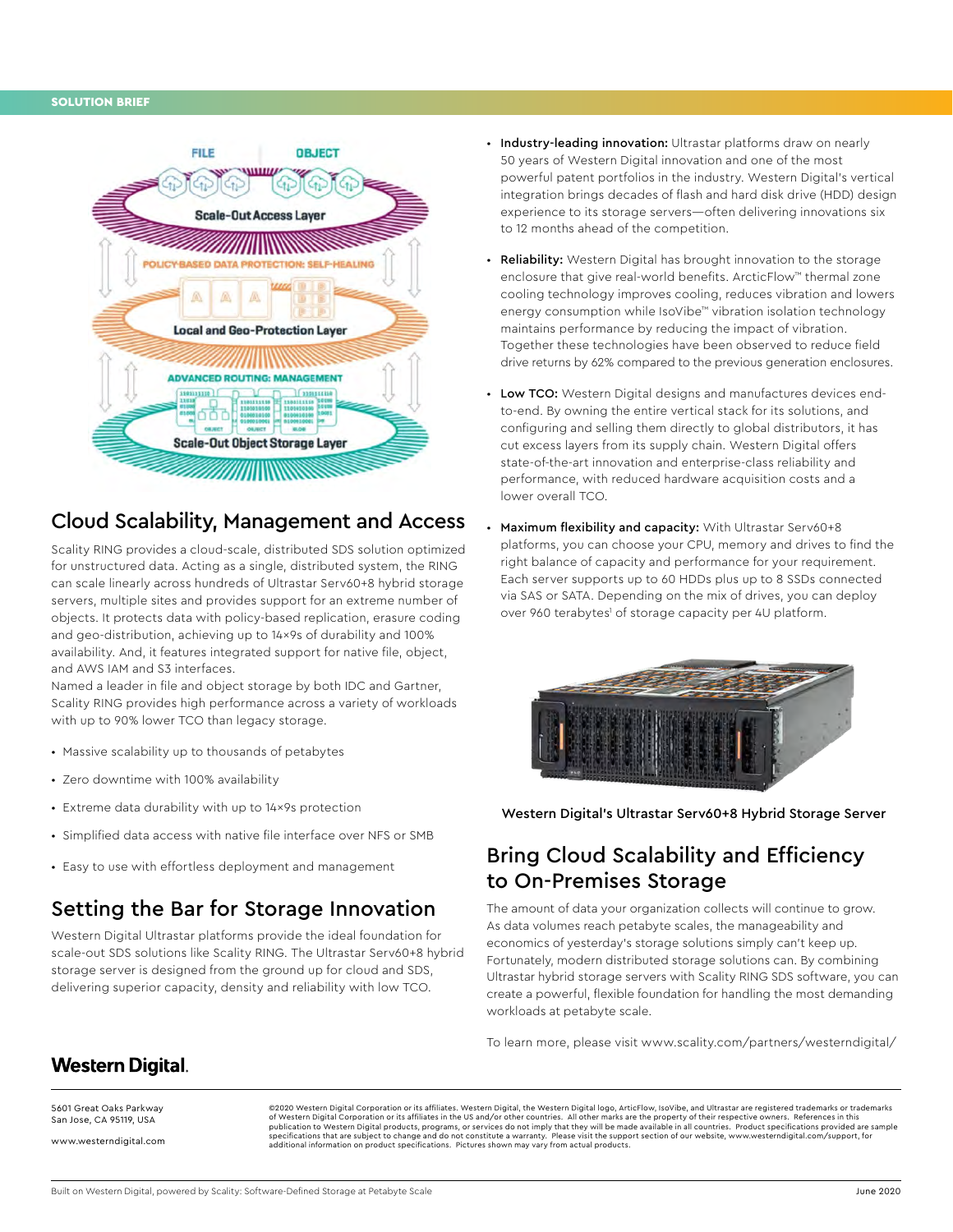FILE

OBJECT

Scale-Out Access Layer

POLICY-BASED DATA PROTECTION: SELF-HEALING

Local and Geo-Protection Layer

ADVANCED ROUTING: MANAGEMENT

Scale-Out Object Storage Layer

## Cloud Scalability, Management and Access

Scality RING provides a cloud-scale, distributed SDS solution optimized for unstructured data. Acting as a single, distributed system, the RING can scale linearly across hundreds of Ultrastar Serv60+8 hybrid storage servers, multiple sites and provides support for an extreme number of objects. It protects data with policy-based replication, erasure coding and geo-distribution, achieving up to 14×9s of durability and 100% availability. And, it features integrated support for native file, object, and AWS IAM and S3 interfaces.
Named a leader in file and object storage by both IDC and Gartner, Scality RING provides high performance across a variety of workloads with up to 90% lower TCO than legacy storage.

- Massive scalability up to thousands of petabytes
- Zero downtime with 100% availability
- Extreme data durability with up to 14×9s protection
- Simplified data access with native file interface over NFS or SMB
- Easy to use with effortless deployment and management

## Setting the Bar for Storage Innovation

Western Digital Ultrastar platforms provide the ideal foundation for scale-out SDS solutions like Scality RING. The Ultrastar Serv60+8 hybrid storage server is designed from the ground up for cloud and SDS, delivering superior capacity, density and reliability with low TCO.

- **Industry-leading innovation:** Ultrastar platforms draw on nearly 50 years of Western Digital innovation and one of the most powerful patent portfolios in the industry. Western Digital's vertical integration brings decades of flash and hard disk drive (HDD) design experience to its storage servers—often delivering innovations six to 12 months ahead of the competition.
- **Reliability:** Western Digital has brought innovation to the storage enclosure that give real-world benefits. ArcticFlow™ thermal zone cooling technology improves cooling, reduces vibration and lowers energy consumption while IsoVibe™ vibration isolation technology maintains performance by reducing the impact of vibration. Together these technologies have been observed to reduce field drive returns by 62% compared to the previous generation enclosures.
- **Low TCO:** Western Digital designs and manufactures devices end-to-end. By owning the entire vertical stack for its solutions, and configuring and selling them directly to global distributors, it has cut excess layers from its supply chain. Western Digital offers state-of-the-art innovation and enterprise-class reliability and performance, with reduced hardware acquisition costs and a lower overall TCO.
- **Maximum flexibility and capacity:** With Ultrastar Serv60+8 platforms, you can choose your CPU, memory and drives to find the right balance of capacity and performance for your requirement. Each server supports up to 60 HDDs plus up to 8 SSDs connected via SAS or SATA. Depending on the mix of drives, you can deploy over 960 terabytes[1] of storage capacity per 4U platform.

Western Digital's Ultrastar Serv60+8 Hybrid Storage Server

## Bring Cloud Scalability and Efficiency to On-Premises Storage

The amount of data your organization collects will continue to grow. As data volumes reach petabyte scales, the manageability and economics of yesterday's storage solutions simply can't keep up. Fortunately, modern distributed storage solutions can. By combining Ultrastar hybrid storage servers with Scality RING SDS software, you can create a powerful, flexible foundation for handling the most demanding workloads at petabyte scale.

To learn more, please visit www.scality.com/partners/westerndigital/

**Western Digital.**

5601 Great Oaks Parkway
San Jose, CA 95119, USA

www.westerndigital.com

©2020 Western Digital Corporation or its affiliates. Western Digital, the Western Digital logo, ArcticFlow, IsoVibe, and Ultrastar are registered trademarks or trademarks of Western Digital Corporation or its affiliates in the US and/or other countries. All other marks are the property of their respective owners. References in this publication to Western Digital products, programs, or services do not imply that they will be made available in all countries. Product specifications provided are sample specifications that are subject to change and do not constitute a warranty. Please visit the support section of our website, www.westerndigital.com/support, for additional information on product specifications. Pictures shown may vary from actual products.